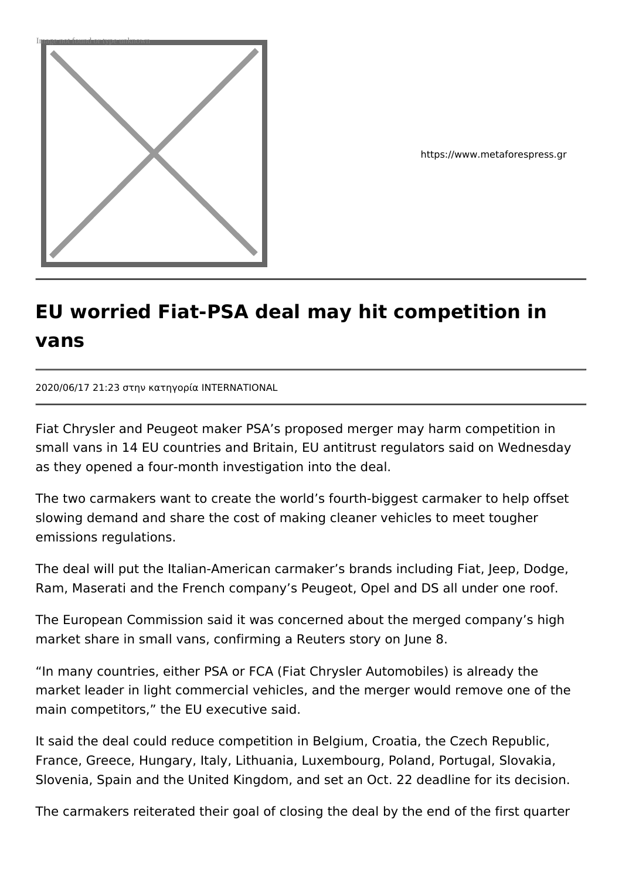https://www.metaforespress.gr

# EU worried Fiat-PSA deal may hit competition in vans

2020/06/17 21:23 στην κατηγορία INTERNATIONAL

Fiat Chrysler and Peugeot maker PSA's proposed merger may harm competition in small vans in 14 EU countries and Britain, EU antitrust regulators said on Wednesday as they opened a four-month investigation into the deal.

The two carmakers want to create the world's fourth-biggest carmaker to help offset slowing demand and share the cost of making cleaner vehicles to meet tougher emissions regulations.

The deal will put the Italian-American carmaker's brands including Fiat, Jeep, Dodge, Ram, Maserati and the French company's Peugeot, Opel and DS all under one roof.

The European Commission said it was concerned about the merged company's high market share in small vans, confirming a Reuters story on June 8.

"In many countries, either PSA or FCA (Fiat Chrysler Automobiles) is already the market leader in light commercial vehicles, and the merger would remove one of the main competitors," the EU executive said.

It said the deal could reduce competition in Belgium, Croatia, the Czech Republic, France, Greece, Hungary, Italy, Lithuania, Luxembourg, Poland, Portugal, Slovakia, Slovenia, Spain and the United Kingdom, and set an Oct. 22 deadline for its decision.

The carmakers reiterated their goal of closing the deal by the end of the first quarter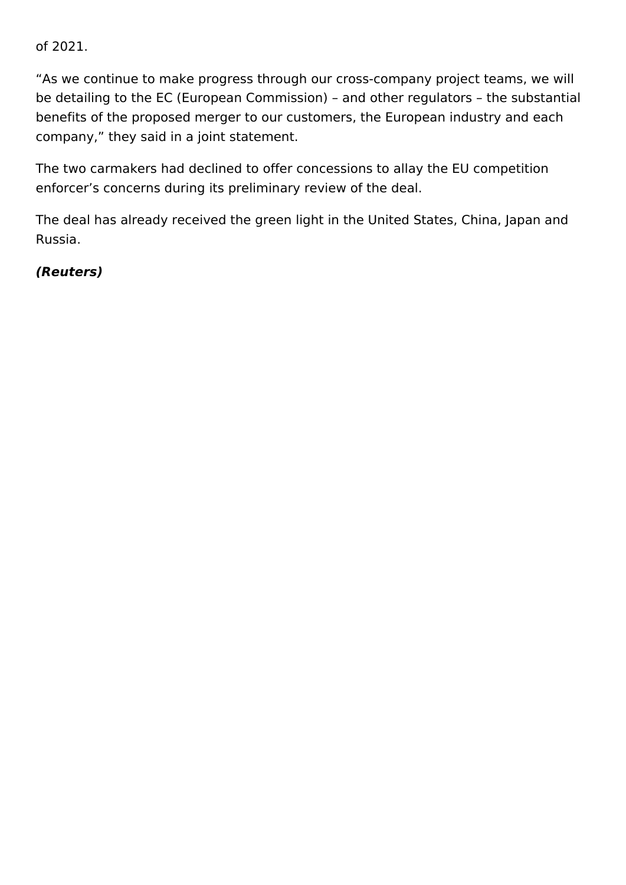of 2021.

“As we continue to make progress through our cross-company project teams, we will be detailing to the EC (European Commission) – and other regulators – the substantial benefits of the proposed merger to our customers, the European industry and each company,” they said in a joint statement.

The two carmakers had declined to offer concessions to allay the EU competition enforcer’s concerns during its preliminary review of the deal.

The deal has already received the green light in the United States, China, Japan and Russia.

***(Reuters)***